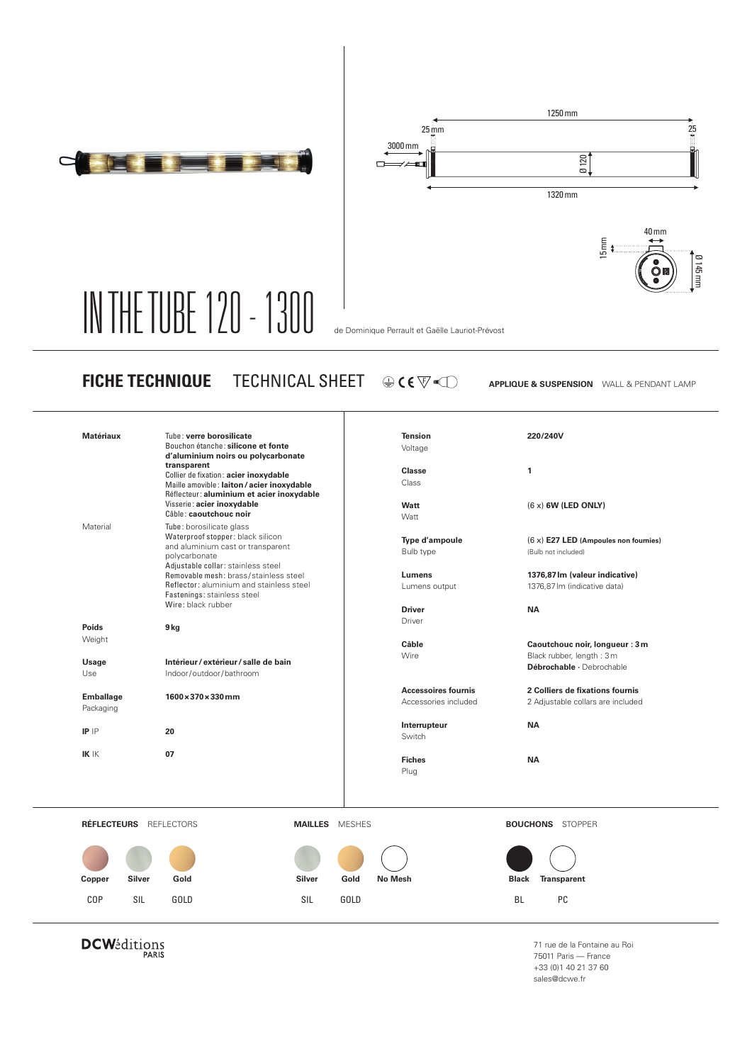# IN THE TUBE 120 - 1300

de Dominique Perrault et Gaëlle Lauriot-Prévost

1250 mm
25 mm
25
3000 mm
Ø 120
1320 mm
40 mm
15 mm
Ø 145 mm

## FICHE TECHNIQUE TECHNICAL SHEET

**APPLIQUE & SUSPENSION** WALL & PENDANT LAMP

| | |
|---|---|
| **Matériaux** | Tube : **verre borosilicate**<br>Bouchon étanche : **silicone et fonte d'aluminium noirs ou polycarbonate transparent**<br>Collier de fixation : **acier inoxydable**<br>Maille amovible : **laiton / acier inoxydable**<br>Réflecteur : **aluminium et acier inoxydable**<br>Visserie : **acier inoxydable**<br>Câble : **caoutchouc noir** |
| Material | Tube : borosilicate glass<br>Waterproof stopper : black silicon and aluminium cast or transparent polycarbonate<br>Adjustable collar : stainless steel<br>Removable mesh : brass/stainless steel<br>Reflector : aluminium and stainless steel<br>Fastenings : stainless steel<br>Wire : black rubber |
| **Poids**<br>Weight | **9 kg** |
| **Usage**<br>Use | **Intérieur / extérieur / salle de bain**<br>Indoor/outdoor/bathroom |
| **Emballage**<br>Packaging | **1600 × 370 × 330 mm** |
| **IP** IP | **20** |
| **IK** IK | **07** |

| | |
|---|---|
| **Tension**<br>Voltage | **220/240V** |
| **Classe**<br>Class | **1** |
| **Watt**<br>Watt | (6 x) **6W (LED ONLY)** |
| **Type d'ampoule**<br>Bulb type | (6 x) **E27 LED** (**Ampoules non fournies**)<br>(Bulb not included) |
| **Lumens**<br>Lumens output | **1376,87 lm (valeur indicative)**<br>1376,87 lm (indicative data) |
| **Driver**<br>Driver | **NA** |
| **Câble**<br>Wire | **Caoutchouc noir, longueur : 3 m**<br>Black rubber, length : 3 m<br>**Débrochable** · Debrochable |
| **Accessoires fournis**<br>Accessories included | **2 Colliers de fixations fournis**<br>2 Adjustable collars are included |
| **Interrupteur**<br>Switch | **NA** |
| **Fiches**<br>Plug | **NA** |

**RÉFLECTEURS** REFLECTORS

| **Copper** | **Silver** | **Gold** |
|---|---|---|
| COP | SIL | GOLD |

**MAILLES** MESHES

| **Silver** | **Gold** | **No Mesh** |
|---|---|---|
| SIL | GOLD | |

**BOUCHONS** STOPPER

| **Black** | **Transparent** |
|---|---|
| BL | PC |

DCWéditions PARIS

71 rue de la Fontaine au Roi
75011 Paris — France
+33 (0)1 40 21 37 60
sales@dcwe.fr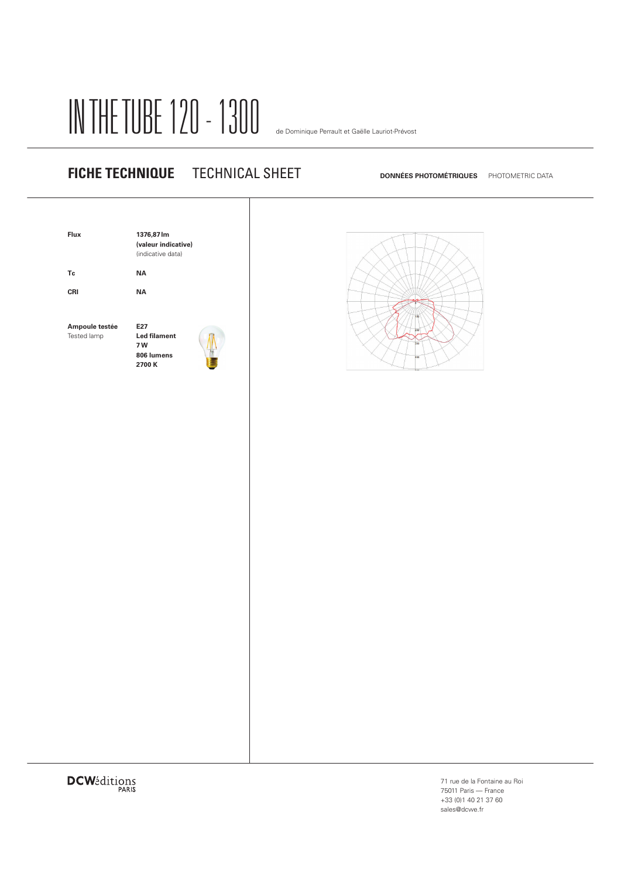# IN THE TUBE 120 - 1300

de Dominique Perrault et Gaëlle Lauriot-Prévost

## FICHE TECHNIQUE TECHNICAL SHEET

**DONNÉES PHOTOMÉTRIQUES** PHOTOMETRIC DATA

**Flux**
**1376,87 lm**
**(valeur indicative)**
(indicative data)

**Tc**
**NA**

**CRI**
**NA**

**Ampoule testée**
Tested lamp
**E27**
**Led filament**
**7 W**
**806 lumens**
**2700 K**

100
200
300
400

**DCW**éditions PARIS

71 rue de la Fontaine au Roi
75011 Paris — France
+33 (0)1 40 21 37 60
sales@dcwe.fr